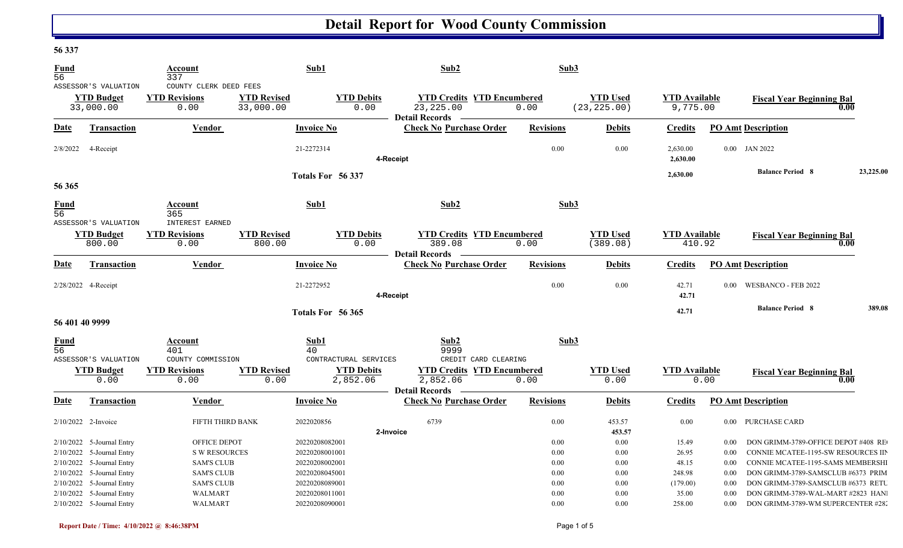# Detail Report for Wood County Commission

## 56 337

| Fund | Account | Sub1 | Sub2 | Sub3 |
|---|---|---|---|---|
| 56 | 337 | | | |
| ASSESSOR'S VALUATION | COUNTY CLERK DEED FEES | | | |

| YTD Budget | YTD Revisions | YTD Revised | YTD Debits | YTD Credits | YTD Encumbered | YTD Used | YTD Available | Fiscal Year Beginning Bal |
|---|---|---|---|---|---|---|---|---|
| 33,000.00 | 0.00 | 33,000.00 | 0.00 | 23,225.00 | 0.00 | (23,225.00) | 9,775.00 | 0.00 |

**Detail Records**

| Date | Transaction | Vendor | Invoice No | Check No | Purchase Order | Revisions | Debits | Credits | PO Amt | Description |
|---|---|---|---|---|---|---|---|---|---|---|
| 2/8/2022 | 4-Receipt | | 21-2272314 | | | 0.00 | 0.00 | 2,630.00 | 0.00 | JAN 2022 |
| | | | | 4-Receipt | | | | 2,630.00 | | |
| | | | Totals For 56 337 | | | | | 2,630.00 | | Balance Period 8 — 23,225.00 |

## 56 365

| Fund | Account | Sub1 | Sub2 | Sub3 |
|---|---|---|---|---|
| 56 | 365 | | | |
| ASSESSOR'S VALUATION | INTEREST EARNED | | | |

| YTD Budget | YTD Revisions | YTD Revised | YTD Debits | YTD Credits | YTD Encumbered | YTD Used | YTD Available | Fiscal Year Beginning Bal |
|---|---|---|---|---|---|---|---|---|
| 800.00 | 0.00 | 800.00 | 0.00 | 389.08 | 0.00 | (389.08) | 410.92 | 0.00 |

**Detail Records**

| Date | Transaction | Vendor | Invoice No | Check No | Purchase Order | Revisions | Debits | Credits | PO Amt | Description |
|---|---|---|---|---|---|---|---|---|---|---|
| 2/28/2022 | 4-Receipt | | 21-2272952 | | | 0.00 | 0.00 | 42.71 | 0.00 | WESBANCO - FEB 2022 |
| | | | | 4-Receipt | | | | 42.71 | | |
| | | | Totals For 56 365 | | | | | 42.71 | | Balance Period 8 — 389.08 |

## 56 401 40 9999

| Fund | Account | Sub1 | Sub2 | Sub3 |
|---|---|---|---|---|
| 56 | 401 | 40 | 9999 | |
| ASSESSOR'S VALUATION | COUNTY COMMISSION | CONTRACTURAL SERVICES | CREDIT CARD CLEARING | |

| YTD Budget | YTD Revisions | YTD Revised | YTD Debits | YTD Credits | YTD Encumbered | YTD Used | YTD Available | Fiscal Year Beginning Bal |
|---|---|---|---|---|---|---|---|---|
| 0.00 | 0.00 | 0.00 | 2,852.06 | 2,852.06 | 0.00 | 0.00 | 0.00 | 0.00 |

**Detail Records**

| Date | Transaction | Vendor | Invoice No | Check No | Purchase Order | Revisions | Debits | Credits | PO Amt | Description |
|---|---|---|---|---|---|---|---|---|---|---|
| 2/10/2022 | 2-Invoice | FIFTH THIRD BANK | 2022020856 | 6739 | | 0.00 | 453.57 | 0.00 | 0.00 | PURCHASE CARD |
| | | | | 2-Invoice | | | 453.57 | | | |
| 2/10/2022 | 5-Journal Entry | OFFICE DEPOT | 20220208082001 | | | 0.00 | 0.00 | 15.49 | 0.00 | DON GRIMM-3789-OFFICE DEPOT #408 RE |
| 2/10/2022 | 5-Journal Entry | S W RESOURCES | 20220208001001 | | | 0.00 | 0.00 | 26.95 | 0.00 | CONNIE MCATEE-1195-SW RESOURCES IIN |
| 2/10/2022 | 5-Journal Entry | SAM'S CLUB | 20220208002001 | | | 0.00 | 0.00 | 48.15 | 0.00 | CONNIE MCATEE-1195-SAMS MEMBERSHI |
| 2/10/2022 | 5-Journal Entry | SAM'S CLUB | 20220208045001 | | | 0.00 | 0.00 | 248.98 | 0.00 | DON GRIMM-3789-SAMSCLUB #6373 PRIM |
| 2/10/2022 | 5-Journal Entry | SAM'S CLUB | 20220208089001 | | | 0.00 | 0.00 | (179.00) | 0.00 | DON GRIMM-3789-SAMSCLUB #6373 RETU |
| 2/10/2022 | 5-Journal Entry | WALMART | 20220208011001 | | | 0.00 | 0.00 | 35.00 | 0.00 | DON GRIMM-3789-WAL-MART #2823 HAN |
| 2/10/2022 | 5-Journal Entry | WALMART | 20220208090001 | | | 0.00 | 0.00 | 258.00 | 0.00 | DON GRIMM-3789-WM SUPERCENTER #28 |

Report Date / Time: 4/10/2022 @ 8:46:38PM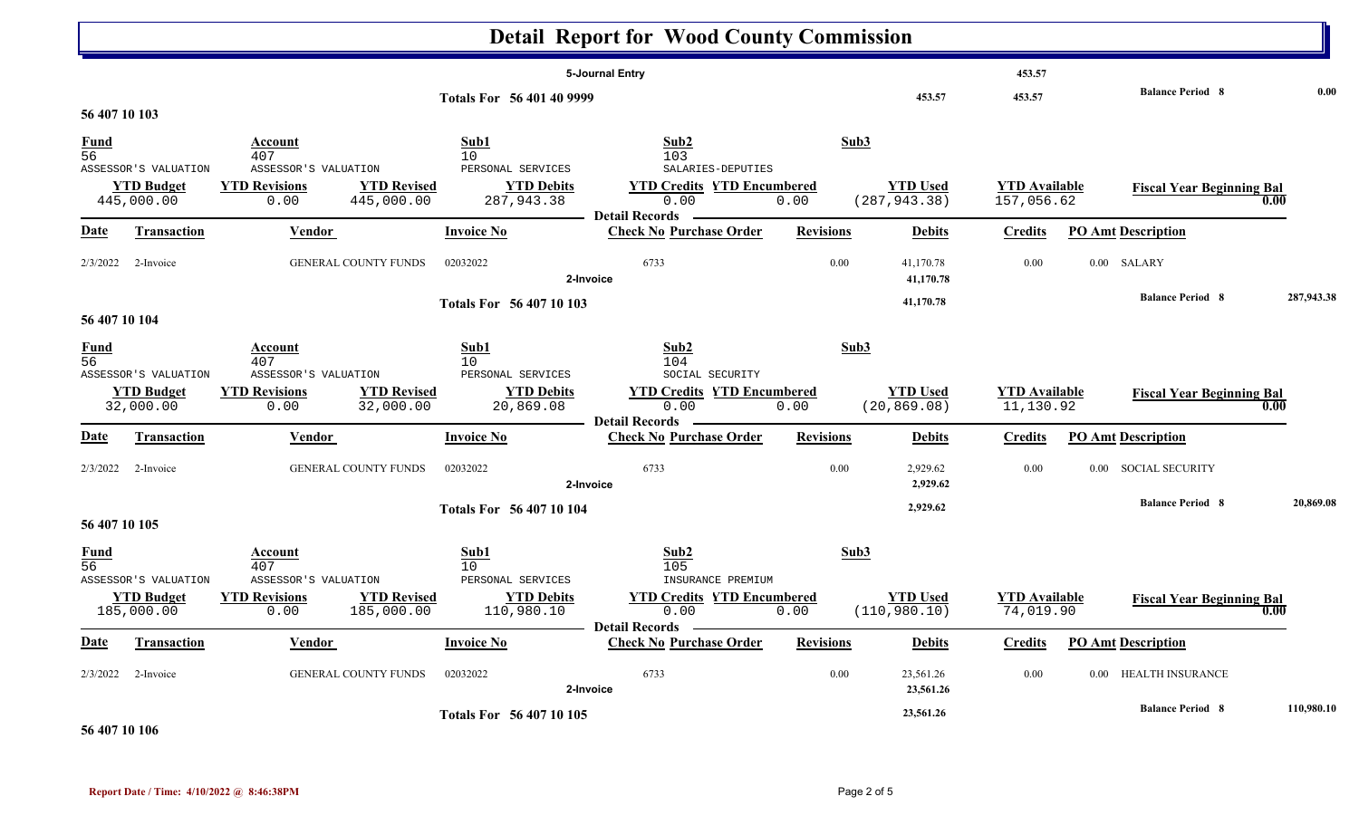# Detail Report for Wood County Commission

| | | | | | | |
|---|---|---|---|---|---|---|
| 5-Journal Entry | | | 453.57 | | | |
| Totals For 56 401 40 9999 | | 453.57 | 453.57 | | Balance Period 8 | 0.00 |

## 56 407 10 103

| Fund | Account | Sub1 | Sub2 | Sub3 |
|---|---|---|---|---|
| 56 | 407 | 10 | 103 | |
| ASSESSOR'S VALUATION | ASSESSOR'S VALUATION | PERSONAL SERVICES | SALARIES-DEPUTIES | |

| YTD Budget | YTD Revisions | YTD Revised | YTD Debits | YTD Credits | YTD Encumbered | YTD Used | YTD Available | Fiscal Year Beginning Bal |
|---|---|---|---|---|---|---|---|---|
| 445,000.00 | 0.00 | 445,000.00 | 287,943.38 | 0.00 | 0.00 | (287,943.38) | 157,056.62 | 0.00 |

Detail Records

| Date | Transaction | Vendor | Invoice No | Check No | Purchase Order | Revisions | Debits | Credits | PO Amt | Description |
|---|---|---|---|---|---|---|---|---|---|---|
| 2/3/2022 | 2-Invoice | GENERAL COUNTY FUNDS | 02032022 | 6733 | | 0.00 | 41,170.78 | 0.00 | 0.00 | SALARY |
| | | | | 2-Invoice | | | 41,170.78 | | | |
| | | | Totals For 56 407 10 103 | | | | 41,170.78 | | | Balance Period 8 287,943.38 |

## 56 407 10 104

| Fund | Account | Sub1 | Sub2 | Sub3 |
|---|---|---|---|---|
| 56 | 407 | 10 | 104 | |
| ASSESSOR'S VALUATION | ASSESSOR'S VALUATION | PERSONAL SERVICES | SOCIAL SECURITY | |

| YTD Budget | YTD Revisions | YTD Revised | YTD Debits | YTD Credits | YTD Encumbered | YTD Used | YTD Available | Fiscal Year Beginning Bal |
|---|---|---|---|---|---|---|---|---|
| 32,000.00 | 0.00 | 32,000.00 | 20,869.08 | 0.00 | 0.00 | (20,869.08) | 11,130.92 | 0.00 |

Detail Records

| Date | Transaction | Vendor | Invoice No | Check No | Purchase Order | Revisions | Debits | Credits | PO Amt | Description |
|---|---|---|---|---|---|---|---|---|---|---|
| 2/3/2022 | 2-Invoice | GENERAL COUNTY FUNDS | 02032022 | 6733 | | 0.00 | 2,929.62 | 0.00 | 0.00 | SOCIAL SECURITY |
| | | | | 2-Invoice | | | 2,929.62 | | | |
| | | | Totals For 56 407 10 104 | | | | 2,929.62 | | | Balance Period 8 20,869.08 |

## 56 407 10 105

| Fund | Account | Sub1 | Sub2 | Sub3 |
|---|---|---|---|---|
| 56 | 407 | 10 | 105 | |
| ASSESSOR'S VALUATION | ASSESSOR'S VALUATION | PERSONAL SERVICES | INSURANCE PREMIUM | |

| YTD Budget | YTD Revisions | YTD Revised | YTD Debits | YTD Credits | YTD Encumbered | YTD Used | YTD Available | Fiscal Year Beginning Bal |
|---|---|---|---|---|---|---|---|---|
| 185,000.00 | 0.00 | 185,000.00 | 110,980.10 | 0.00 | 0.00 | (110,980.10) | 74,019.90 | 0.00 |

Detail Records

| Date | Transaction | Vendor | Invoice No | Check No | Purchase Order | Revisions | Debits | Credits | PO Amt | Description |
|---|---|---|---|---|---|---|---|---|---|---|
| 2/3/2022 | 2-Invoice | GENERAL COUNTY FUNDS | 02032022 | 6733 | | 0.00 | 23,561.26 | 0.00 | 0.00 | HEALTH INSURANCE |
| | | | | 2-Invoice | | | 23,561.26 | | | |
| | | | Totals For 56 407 10 105 | | | | 23,561.26 | | | Balance Period 8 110,980.10 |

## 56 407 10 106

Report Date / Time: 4/10/2022 @ 8:46:38PM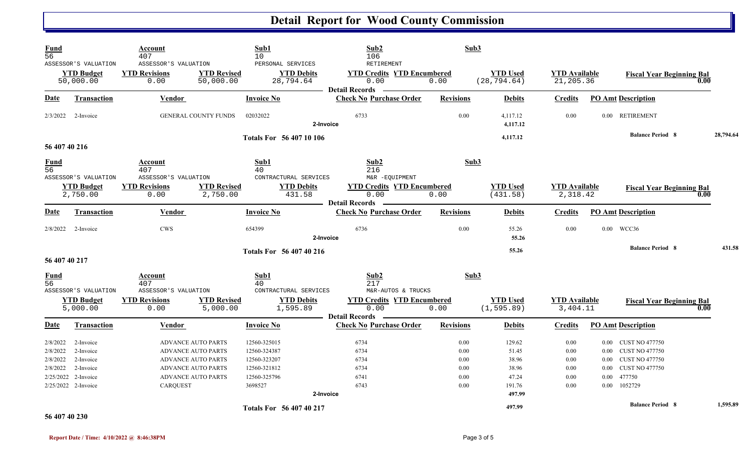# Detail Report for Wood County Commission

| Fund | Account | Sub1 | Sub2 | Sub3 |
|---|---|---|---|---|
| 56 | 407 | 10 | 106 | |
| ASSESSOR'S VALUATION | ASSESSOR'S VALUATION | PERSONAL SERVICES | RETIREMENT | |

| YTD Budget | YTD Revisions | YTD Revised | YTD Debits | YTD Credits | YTD Encumbered | YTD Used | YTD Available | Fiscal Year Beginning Bal |
|---|---|---|---|---|---|---|---|---|
| 50,000.00 | 0.00 | 50,000.00 | 28,794.64 | 0.00 | 0.00 | (28,794.64) | 21,205.36 | 0.00 |

**Detail Records**

| Date | Transaction | Vendor | Invoice No | Check No | Purchase Order | Revisions | Debits | Credits | PO Amt | Description |
|---|---|---|---|---|---|---|---|---|---|---|
| 2/3/2022 | 2-Invoice | GENERAL COUNTY FUNDS | 02032022 | 6733 | | 0.00 | 4,117.12 | 0.00 | 0.00 | RETIREMENT |
| | | | | 2-Invoice | | | 4,117.12 | | | |
| | | | Totals For 56 407 10 106 | | | | 4,117.12 | | | Balance Period 8 — 28,794.64 |

**56 407 40 216**

| Fund | Account | Sub1 | Sub2 | Sub3 |
|---|---|---|---|---|
| 56 | 407 | 40 | 216 | |
| ASSESSOR'S VALUATION | ASSESSOR'S VALUATION | CONTRACTURAL SERVICES | M&R -EQUIPMENT | |

| YTD Budget | YTD Revisions | YTD Revised | YTD Debits | YTD Credits | YTD Encumbered | YTD Used | YTD Available | Fiscal Year Beginning Bal |
|---|---|---|---|---|---|---|---|---|
| 2,750.00 | 0.00 | 2,750.00 | 431.58 | 0.00 | 0.00 | (431.58) | 2,318.42 | 0.00 |

**Detail Records**

| Date | Transaction | Vendor | Invoice No | Check No | Purchase Order | Revisions | Debits | Credits | PO Amt | Description |
|---|---|---|---|---|---|---|---|---|---|---|
| 2/8/2022 | 2-Invoice | CWS | 654399 | 6736 | | 0.00 | 55.26 | 0.00 | 0.00 | WCC36 |
| | | | | 2-Invoice | | | 55.26 | | | |
| | | | Totals For 56 407 40 216 | | | | 55.26 | | | Balance Period 8 — 431.58 |

**56 407 40 217**

| Fund | Account | Sub1 | Sub2 | Sub3 |
|---|---|---|---|---|
| 56 | 407 | 40 | 217 | |
| ASSESSOR'S VALUATION | ASSESSOR'S VALUATION | CONTRACTURAL SERVICES | M&R-AUTOS & TRUCKS | |

| YTD Budget | YTD Revisions | YTD Revised | YTD Debits | YTD Credits | YTD Encumbered | YTD Used | YTD Available | Fiscal Year Beginning Bal |
|---|---|---|---|---|---|---|---|---|
| 5,000.00 | 0.00 | 5,000.00 | 1,595.89 | 0.00 | 0.00 | (1,595.89) | 3,404.11 | 0.00 |

**Detail Records**

| Date | Transaction | Vendor | Invoice No | Check No | Purchase Order | Revisions | Debits | Credits | PO Amt | Description |
|---|---|---|---|---|---|---|---|---|---|---|
| 2/8/2022 | 2-Invoice | ADVANCE AUTO PARTS | 12560-325015 | 6734 | | 0.00 | 129.62 | 0.00 | 0.00 | CUST NO 477750 |
| 2/8/2022 | 2-Invoice | ADVANCE AUTO PARTS | 12560-324387 | 6734 | | 0.00 | 51.45 | 0.00 | 0.00 | CUST NO 477750 |
| 2/8/2022 | 2-Invoice | ADVANCE AUTO PARTS | 12560-323207 | 6734 | | 0.00 | 38.96 | 0.00 | 0.00 | CUST NO 477750 |
| 2/8/2022 | 2-Invoice | ADVANCE AUTO PARTS | 12560-321812 | 6734 | | 0.00 | 38.96 | 0.00 | 0.00 | CUST NO 477750 |
| 2/25/2022 | 2-Invoice | ADVANCE AUTO PARTS | 12560-325796 | 6741 | | 0.00 | 47.24 | 0.00 | 0.00 | 477750 |
| 2/25/2022 | 2-Invoice | CARQUEST | 3698527 | 6743 | | 0.00 | 191.76 | 0.00 | 0.00 | 1052729 |
| | | | | 2-Invoice | | | 497.99 | | | |
| | | | Totals For 56 407 40 217 | | | | 497.99 | | | Balance Period 8 — 1,595.89 |

**56 407 40 230**

Report Date / Time: 4/10/2022 @ 8:46:38PM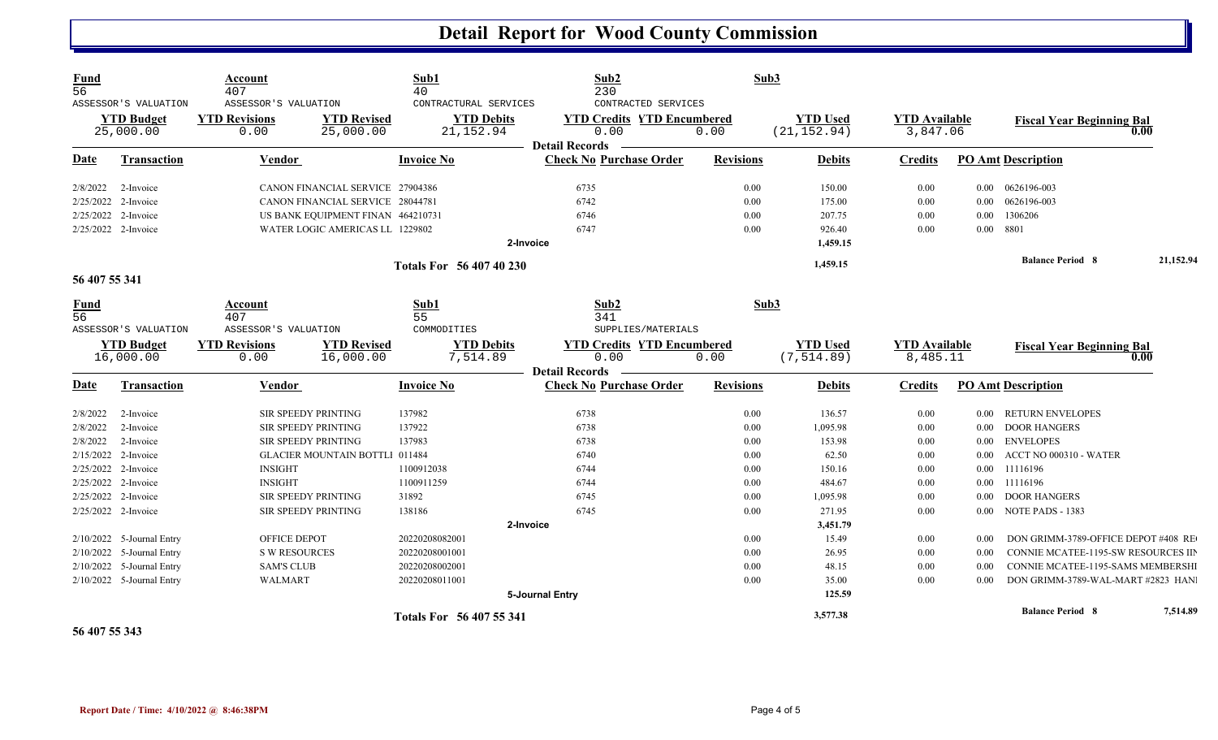# Detail Report for Wood County Commission

| Fund | Account | Sub1 | Sub2 | Sub3 |
|---|---|---|---|---|
| 56 | 407 | 40 | 230 | |
| ASSESSOR'S VALUATION | ASSESSOR'S VALUATION | CONTRACTURAL SERVICES | CONTRACTED SERVICES | |

| YTD Budget | YTD Revisions | YTD Revised | YTD Debits | YTD Credits | YTD Encumbered | YTD Used | YTD Available | Fiscal Year Beginning Bal |
|---|---|---|---|---|---|---|---|---|
| 25,000.00 | 0.00 | 25,000.00 | 21,152.94 | 0.00 | 0.00 | (21,152.94) | 3,847.06 | 0.00 |

Detail Records

| Date | Transaction | Vendor | Invoice No | Check No | Purchase Order | Revisions | Debits | Credits | PO Amt | Description |
|---|---|---|---|---|---|---|---|---|---|---|
| 2/8/2022 | 2-Invoice | CANON FINANCIAL SERVICE | 27904386 | 6735 | | 0.00 | 150.00 | 0.00 | 0.00 | 0626196-003 |
| 2/25/2022 | 2-Invoice | CANON FINANCIAL SERVICE | 28044781 | 6742 | | 0.00 | 175.00 | 0.00 | 0.00 | 0626196-003 |
| 2/25/2022 | 2-Invoice | US BANK EQUIPMENT FINAN | 464210731 | 6746 | | 0.00 | 207.75 | 0.00 | 0.00 | 1306206 |
| 2/25/2022 | 2-Invoice | WATER LOGIC AMERICAS LL | 1229802 | 6747 | | 0.00 | 926.40 | 0.00 | 0.00 | 8801 |
| | | | | 2-Invoice | | | 1,459.15 | | | |
| | | | Totals For 56 407 40 230 | | | | 1,459.15 | | | Balance Period 8 — 21,152.94 |

56 407 55 341

| Fund | Account | Sub1 | Sub2 | Sub3 |
|---|---|---|---|---|
| 56 | 407 | 55 | 341 | |
| ASSESSOR'S VALUATION | ASSESSOR'S VALUATION | COMMODITIES | SUPPLIES/MATERIALS | |

| YTD Budget | YTD Revisions | YTD Revised | YTD Debits | YTD Credits | YTD Encumbered | YTD Used | YTD Available | Fiscal Year Beginning Bal |
|---|---|---|---|---|---|---|---|---|
| 16,000.00 | 0.00 | 16,000.00 | 7,514.89 | 0.00 | 0.00 | (7,514.89) | 8,485.11 | 0.00 |

Detail Records

| Date | Transaction | Vendor | Invoice No | Check No | Purchase Order | Revisions | Debits | Credits | PO Amt | Description |
|---|---|---|---|---|---|---|---|---|---|---|
| 2/8/2022 | 2-Invoice | SIR SPEEDY PRINTING | 137982 | 6738 | | 0.00 | 136.57 | 0.00 | 0.00 | RETURN ENVELOPES |
| 2/8/2022 | 2-Invoice | SIR SPEEDY PRINTING | 137922 | 6738 | | 0.00 | 1,095.98 | 0.00 | 0.00 | DOOR HANGERS |
| 2/8/2022 | 2-Invoice | SIR SPEEDY PRINTING | 137983 | 6738 | | 0.00 | 153.98 | 0.00 | 0.00 | ENVELOPES |
| 2/15/2022 | 2-Invoice | GLACIER MOUNTAIN BOTTLI | 011484 | 6740 | | 0.00 | 62.50 | 0.00 | 0.00 | ACCT NO 000310 - WATER |
| 2/25/2022 | 2-Invoice | INSIGHT | 1100912038 | 6744 | | 0.00 | 150.16 | 0.00 | 0.00 | 11116196 |
| 2/25/2022 | 2-Invoice | INSIGHT | 1100911259 | 6744 | | 0.00 | 484.67 | 0.00 | 0.00 | 11116196 |
| 2/25/2022 | 2-Invoice | SIR SPEEDY PRINTING | 31892 | 6745 | | 0.00 | 1,095.98 | 0.00 | 0.00 | DOOR HANGERS |
| 2/25/2022 | 2-Invoice | SIR SPEEDY PRINTING | 138186 | 6745 | | 0.00 | 271.95 | 0.00 | 0.00 | NOTE PADS - 1383 |
| | | | | 2-Invoice | | | 3,451.79 | | | |
| 2/10/2022 | 5-Journal Entry | OFFICE DEPOT | 20220208082001 | | | 0.00 | 15.49 | 0.00 | 0.00 | DON GRIMM-3789-OFFICE DEPOT #408 RE |
| 2/10/2022 | 5-Journal Entry | S W RESOURCES | 20220208001001 | | | 0.00 | 26.95 | 0.00 | 0.00 | CONNIE MCATEE-1195-SW RESOURCES IN |
| 2/10/2022 | 5-Journal Entry | SAM'S CLUB | 20220208002001 | | | 0.00 | 48.15 | 0.00 | 0.00 | CONNIE MCATEE-1195-SAMS MEMBERSHI |
| 2/10/2022 | 5-Journal Entry | WALMART | 20220208011001 | | | 0.00 | 35.00 | 0.00 | 0.00 | DON GRIMM-3789-WAL-MART #2823 HAN |
| | | | | 5-Journal Entry | | | 125.59 | | | |
| | | | Totals For 56 407 55 341 | | | | 3,577.38 | | | Balance Period 8 — 7,514.89 |

56 407 55 343

Report Date / Time: 4/10/2022 @ 8:46:38PM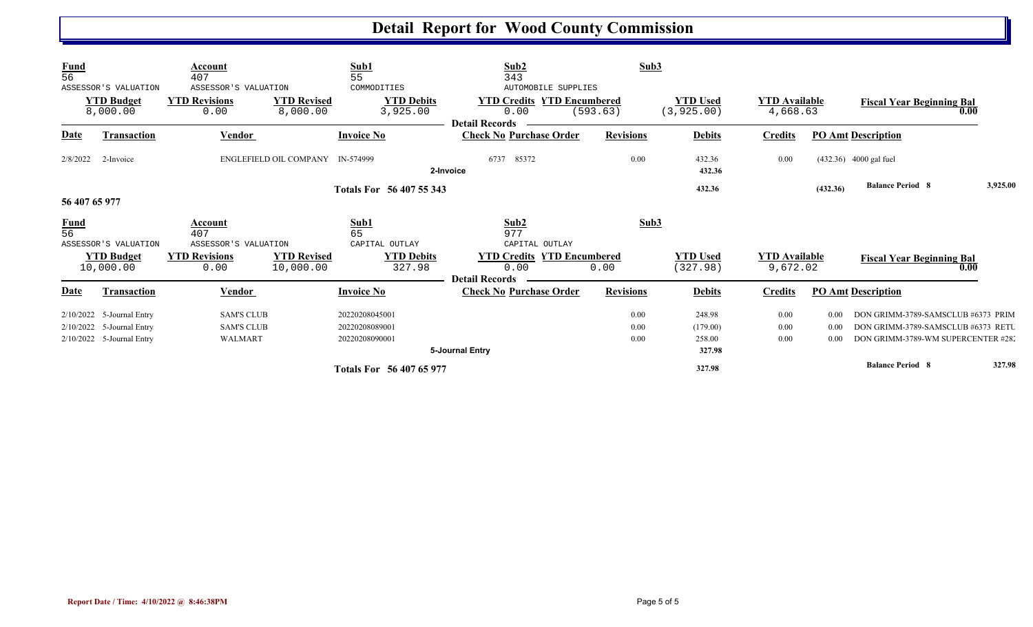# Detail Report for Wood County Commission

| Fund | Account | | Sub1 | Sub2 | | Sub3 | | | |
|---|---|---|---|---|---|---|---|---|---|
| 56 | 407 | | 55 | 343 | | | | | |
| ASSESSOR'S VALUATION | ASSESSOR'S VALUATION | | COMMODITIES | AUTOMOBILE SUPPLIES | | | | | |
| **YTD Budget** | **YTD Revisions** | **YTD Revised** | **YTD Debits** | **YTD Credits** | **YTD Encumbered** | **YTD Used** | **YTD Available** | **Fiscal Year Beginning Bal** | |
| 8,000.00 | 0.00 | 8,000.00 | 3,925.00 | 0.00 | (593.63) | (3,925.00) | 4,668.63 | 0.00 | |

**Detail Records**

| Date | Transaction | Vendor | Invoice No | Check No | Purchase Order | Revisions | Debits | Credits | PO Amt | Description |
|---|---|---|---|---|---|---|---|---|---|---|
| 2/8/2022 | 2-Invoice | ENGLEFIELD OIL COMPANY | IN-574999 | 6737 | 85372 | 0.00 | 432.36 | 0.00 | (432.36) | 4000 gal fuel |
| | | | 2-Invoice | | | | 432.36 | | | |
| | | | Totals For 56 407 55 343 | | | | 432.36 | | (432.36) | Balance Period 8 3,925.00 |

**56 407 65 977**

| Fund | Account | | Sub1 | Sub2 | | Sub3 | | | |
|---|---|---|---|---|---|---|---|---|---|
| 56 | 407 | | 65 | 977 | | | | | |
| ASSESSOR'S VALUATION | ASSESSOR'S VALUATION | | CAPITAL OUTLAY | CAPITAL OUTLAY | | | | | |
| **YTD Budget** | **YTD Revisions** | **YTD Revised** | **YTD Debits** | **YTD Credits** | **YTD Encumbered** | **YTD Used** | **YTD Available** | **Fiscal Year Beginning Bal** | |
| 10,000.00 | 0.00 | 10,000.00 | 327.98 | 0.00 | 0.00 | (327.98) | 9,672.02 | 0.00 | |

**Detail Records**

| Date | Transaction | Vendor | Invoice No | Check No | Purchase Order | Revisions | Debits | Credits | PO Amt | Description |
|---|---|---|---|---|---|---|---|---|---|---|
| 2/10/2022 | 5-Journal Entry | SAM'S CLUB | 20220208045001 | | | 0.00 | 248.98 | 0.00 | 0.00 | DON GRIMM-3789-SAMSCLUB #6373 PRIM |
| 2/10/2022 | 5-Journal Entry | SAM'S CLUB | 20220208089001 | | | 0.00 | (179.00) | 0.00 | 0.00 | DON GRIMM-3789-SAMSCLUB #6373 RETU |
| 2/10/2022 | 5-Journal Entry | WALMART | 20220208090001 | | | 0.00 | 258.00 | 0.00 | 0.00 | DON GRIMM-3789-WM SUPERCENTER #28 |
| | | | 5-Journal Entry | | | | 327.98 | | | |
| | | | Totals For 56 407 65 977 | | | | 327.98 | | | Balance Period 8 327.98 |

**Report Date / Time: 4/10/2022 @ 8:46:38PM**